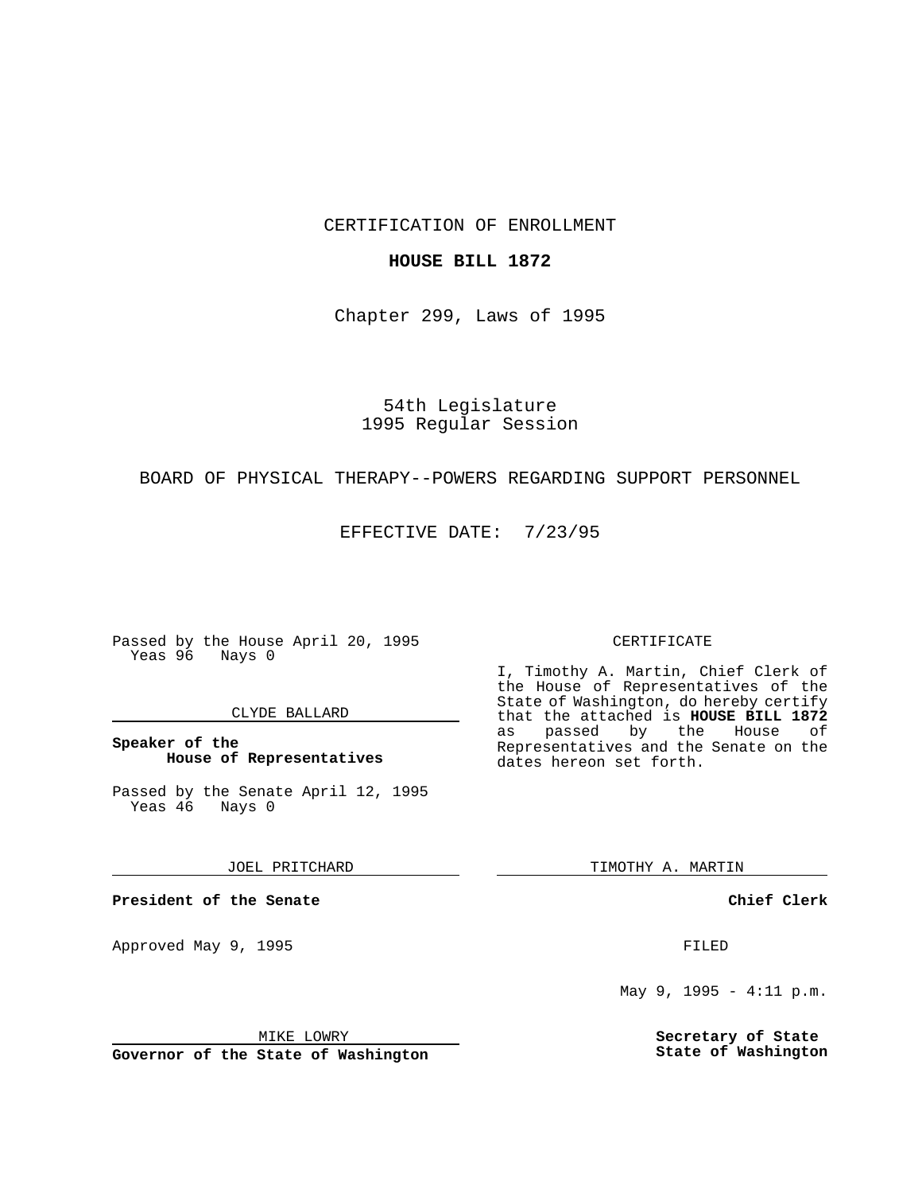CERTIFICATION OF ENROLLMENT

**HOUSE BILL 1872**

Chapter 299, Laws of 1995

54th Legislature
1995 Regular Session

BOARD OF PHYSICAL THERAPY--POWERS REGARDING SUPPORT PERSONNEL

EFFECTIVE DATE: 7/23/95

Passed by the House April 20, 1995
Yeas 96 Nays 0

CLYDE BALLARD

**Speaker of the House of Representatives**

Passed by the Senate April 12, 1995
Yeas 46 Nays 0

JOEL PRITCHARD

**President of the Senate**

Approved May 9, 1995

MIKE LOWRY

**Governor of the State of Washington**

CERTIFICATE

I, Timothy A. Martin, Chief Clerk of the House of Representatives of the State of Washington, do hereby certify that the attached is **HOUSE BILL 1872** as passed by the House of Representatives and the Senate on the dates hereon set forth.

TIMOTHY A. MARTIN

**Chief Clerk**

FILED

May 9, 1995 - 4:11 p.m.

**Secretary of State**
**State of Washington**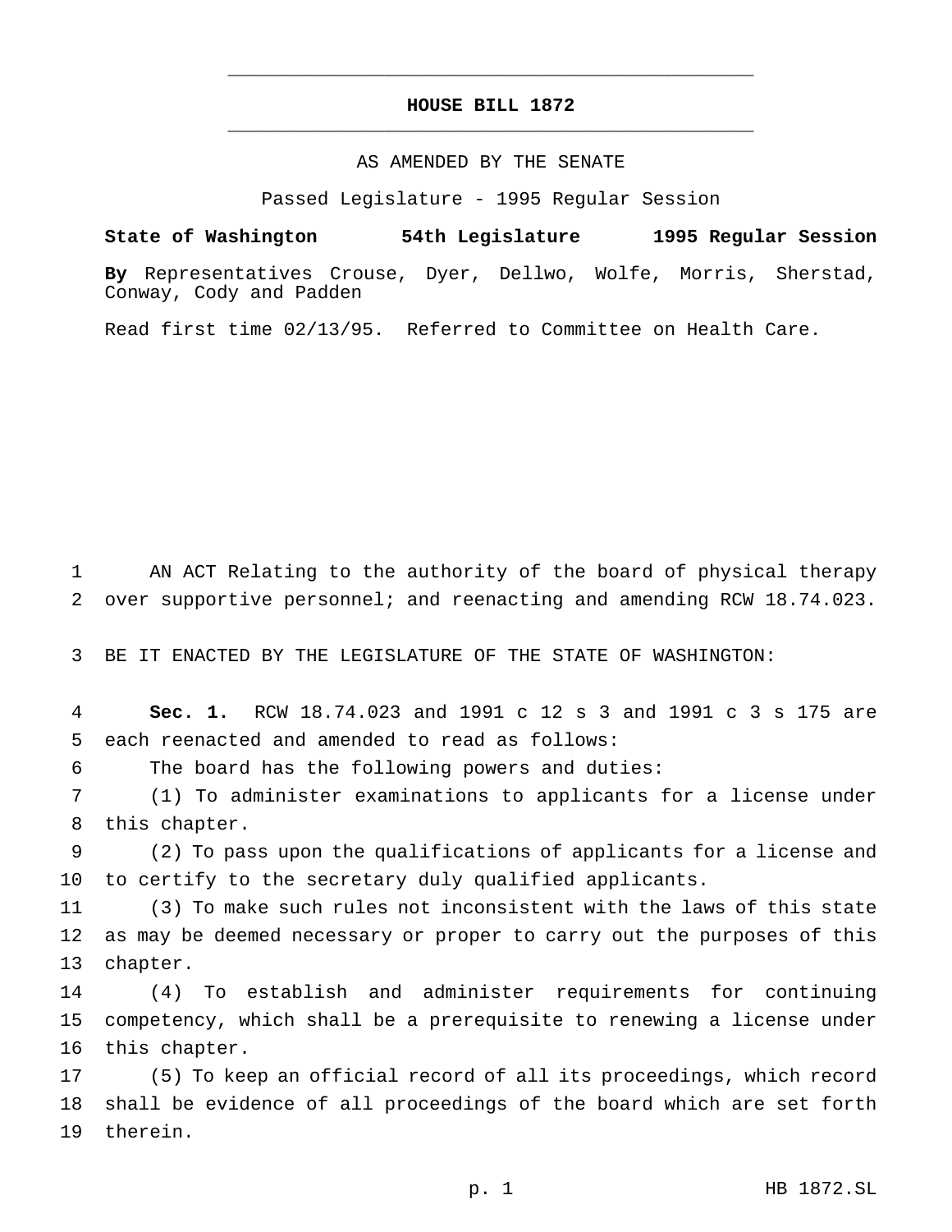# HOUSE BILL 1872

AS AMENDED BY THE SENATE

Passed Legislature - 1995 Regular Session

**State of Washington 54th Legislature 1995 Regular Session**

**By** Representatives Crouse, Dyer, Dellwo, Wolfe, Morris, Sherstad, Conway, Cody and Padden

Read first time 02/13/95. Referred to Committee on Health Care.

AN ACT Relating to the authority of the board of physical therapy over supportive personnel; and reenacting and amending RCW 18.74.023.

BE IT ENACTED BY THE LEGISLATURE OF THE STATE OF WASHINGTON:

**Sec. 1.** RCW 18.74.023 and 1991 c 12 s 3 and 1991 c 3 s 175 are each reenacted and amended to read as follows:

The board has the following powers and duties:

(1) To administer examinations to applicants for a license under this chapter.

(2) To pass upon the qualifications of applicants for a license and to certify to the secretary duly qualified applicants.

(3) To make such rules not inconsistent with the laws of this state as may be deemed necessary or proper to carry out the purposes of this chapter.

(4) To establish and administer requirements for continuing competency, which shall be a prerequisite to renewing a license under this chapter.

(5) To keep an official record of all its proceedings, which record shall be evidence of all proceedings of the board which are set forth therein.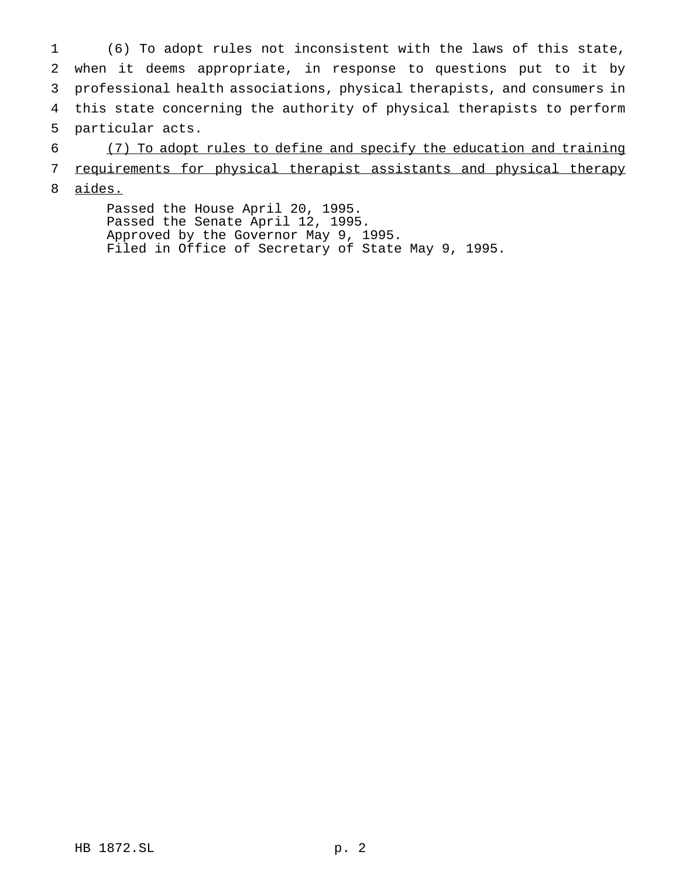(6) To adopt rules not inconsistent with the laws of this state, when it deems appropriate, in response to questions put to it by professional health associations, physical therapists, and consumers in this state concerning the authority of physical therapists to perform particular acts.

<u>(7) To adopt rules to define and specify the education and training requirements for physical therapist assistants and physical therapy aides.</u>

Passed the House April 20, 1995.
Passed the Senate April 12, 1995.
Approved by the Governor May 9, 1995.
Filed in Office of Secretary of State May 9, 1995.